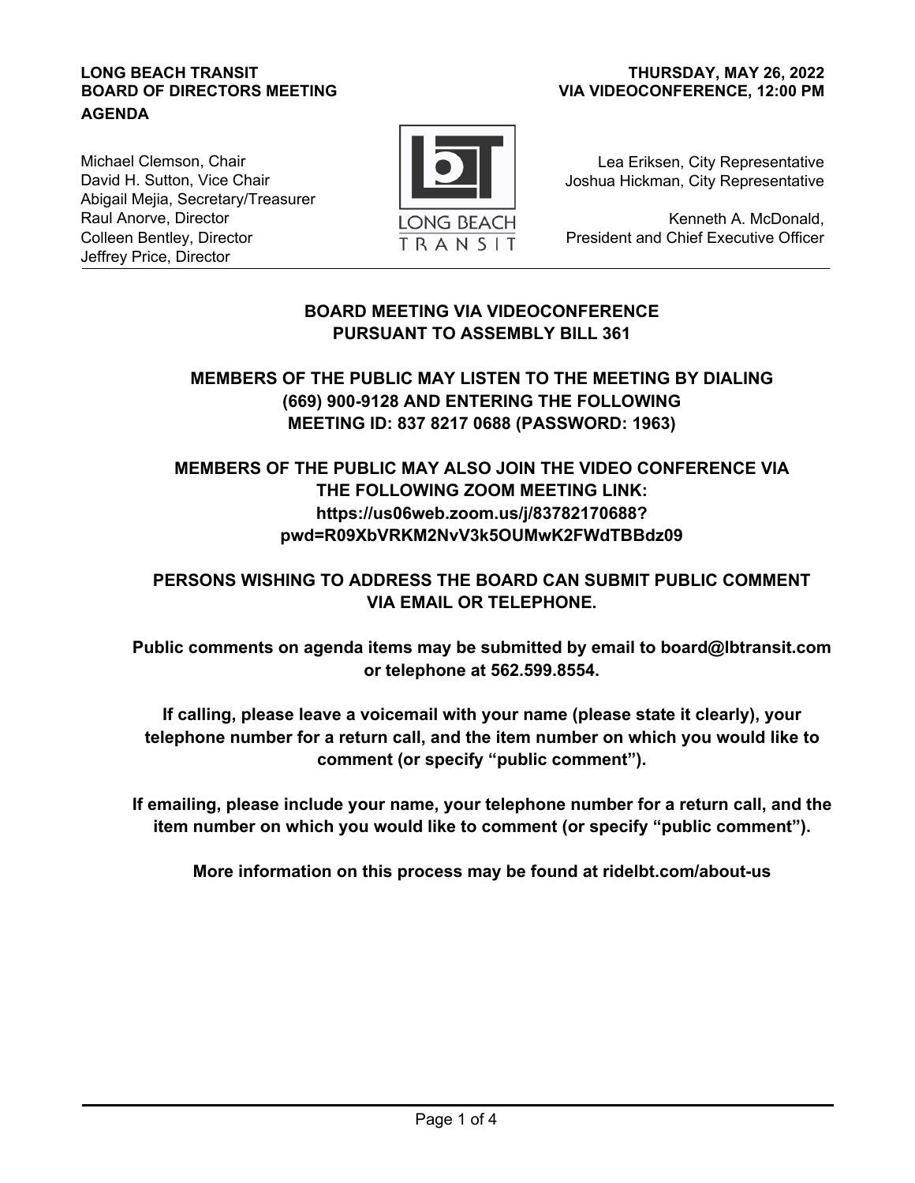**LONG BEACH TRANSIT**
**BOARD OF DIRECTORS MEETING**
**AGENDA**

**THURSDAY, MAY 26, 2022**
**VIA VIDEOCONFERENCE, 12:00 PM**

Michael Clemson, Chair
David H. Sutton, Vice Chair
Abigail Mejia, Secretary/Treasurer
Raul Anorve, Director
Colleen Bentley, Director
Jeffrey Price, Director

Lea Eriksen, City Representative
Joshua Hickman, City Representative

Kenneth A. McDonald,
President and Chief Executive Officer

**BOARD MEETING VIA VIDEOCONFERENCE PURSUANT TO ASSEMBLY BILL 361**

**MEMBERS OF THE PUBLIC MAY LISTEN TO THE MEETING BY DIALING (669) 900-9128 AND ENTERING THE FOLLOWING MEETING ID: 837 8217 0688 (PASSWORD: 1963)**

**MEMBERS OF THE PUBLIC MAY ALSO JOIN THE VIDEO CONFERENCE VIA THE FOLLOWING ZOOM MEETING LINK: https://us06web.zoom.us/j/83782170688?pwd=R09XbVRKM2NvV3k5OUMwK2FWdTBBdz09**

**PERSONS WISHING TO ADDRESS THE BOARD CAN SUBMIT PUBLIC COMMENT VIA EMAIL OR TELEPHONE.**

**Public comments on agenda items may be submitted by email to board@lbtransit.com or telephone at 562.599.8554.**

**If calling, please leave a voicemail with your name (please state it clearly), your telephone number for a return call, and the item number on which you would like to comment (or specify "public comment").**

**If emailing, please include your name, your telephone number for a return call, and the item number on which you would like to comment (or specify "public comment").**

**More information on this process may be found at ridelbt.com/about-us**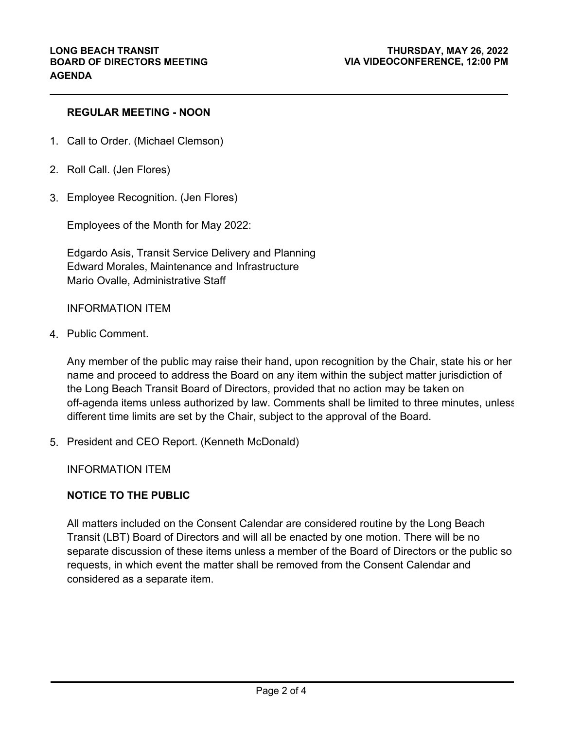**LONG BEACH TRANSIT**
**BOARD OF DIRECTORS MEETING**
**AGENDA**

**THURSDAY, MAY 26, 2022**
**VIA VIDEOCONFERENCE, 12:00 PM**

**REGULAR MEETING - NOON**

1. Call to Order. (Michael Clemson)

2. Roll Call. (Jen Flores)

3. Employee Recognition. (Jen Flores)

   Employees of the Month for May 2022:

   Edgardo Asis, Transit Service Delivery and Planning
   Edward Morales, Maintenance and Infrastructure
   Mario Ovalle, Administrative Staff

   INFORMATION ITEM

4. Public Comment.

   Any member of the public may raise their hand, upon recognition by the Chair, state his or her name and proceed to address the Board on any item within the subject matter jurisdiction of the Long Beach Transit Board of Directors, provided that no action may be taken on off-agenda items unless authorized by law. Comments shall be limited to three minutes, unless different time limits are set by the Chair, subject to the approval of the Board.

5. President and CEO Report. (Kenneth McDonald)

   INFORMATION ITEM

**NOTICE TO THE PUBLIC**

All matters included on the Consent Calendar are considered routine by the Long Beach Transit (LBT) Board of Directors and will all be enacted by one motion. There will be no separate discussion of these items unless a member of the Board of Directors or the public so requests, in which event the matter shall be removed from the Consent Calendar and considered as a separate item.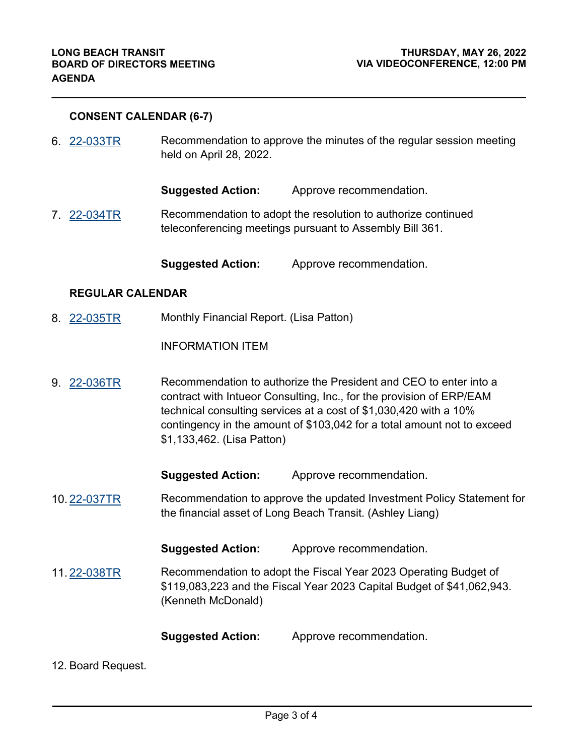**CONSENT CALENDAR (6-7)**

6. 22-033TR — Recommendation to approve the minutes of the regular session meeting held on April 28, 2022.

   **Suggested Action:** Approve recommendation.

7. 22-034TR — Recommendation to adopt the resolution to authorize continued teleconferencing meetings pursuant to Assembly Bill 361.

   **Suggested Action:** Approve recommendation.

**REGULAR CALENDAR**

8. 22-035TR — Monthly Financial Report. (Lisa Patton)

   INFORMATION ITEM

9. 22-036TR — Recommendation to authorize the President and CEO to enter into a contract with Intueor Consulting, Inc., for the provision of ERP/EAM technical consulting services at a cost of $1,030,420 with a 10% contingency in the amount of $103,042 for a total amount not to exceed $1,133,462. (Lisa Patton)

   **Suggested Action:** Approve recommendation.

10. 22-037TR — Recommendation to approve the updated Investment Policy Statement for the financial asset of Long Beach Transit. (Ashley Liang)

    **Suggested Action:** Approve recommendation.

11. 22-038TR — Recommendation to adopt the Fiscal Year 2023 Operating Budget of $119,083,223 and the Fiscal Year 2023 Capital Budget of $41,062,943. (Kenneth McDonald)

    **Suggested Action:** Approve recommendation.

12. Board Request.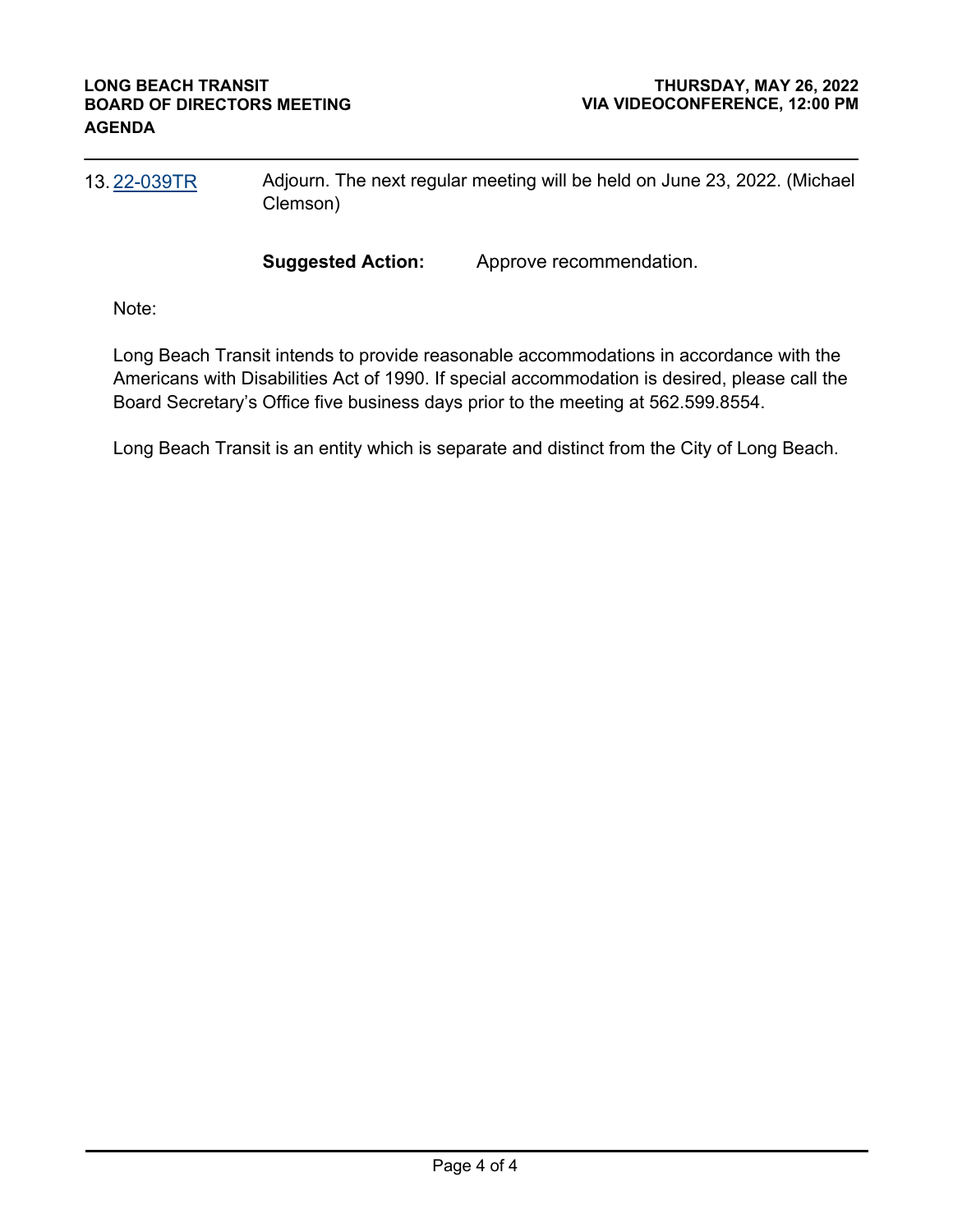13. [22-039TR](22-039TR) Adjourn. The next regular meeting will be held on June 23, 2022. (Michael Clemson)

**Suggested Action:** Approve recommendation.

Note:

Long Beach Transit intends to provide reasonable accommodations in accordance with the Americans with Disabilities Act of 1990. If special accommodation is desired, please call the Board Secretary's Office five business days prior to the meeting at 562.599.8554.

Long Beach Transit is an entity which is separate and distinct from the City of Long Beach.